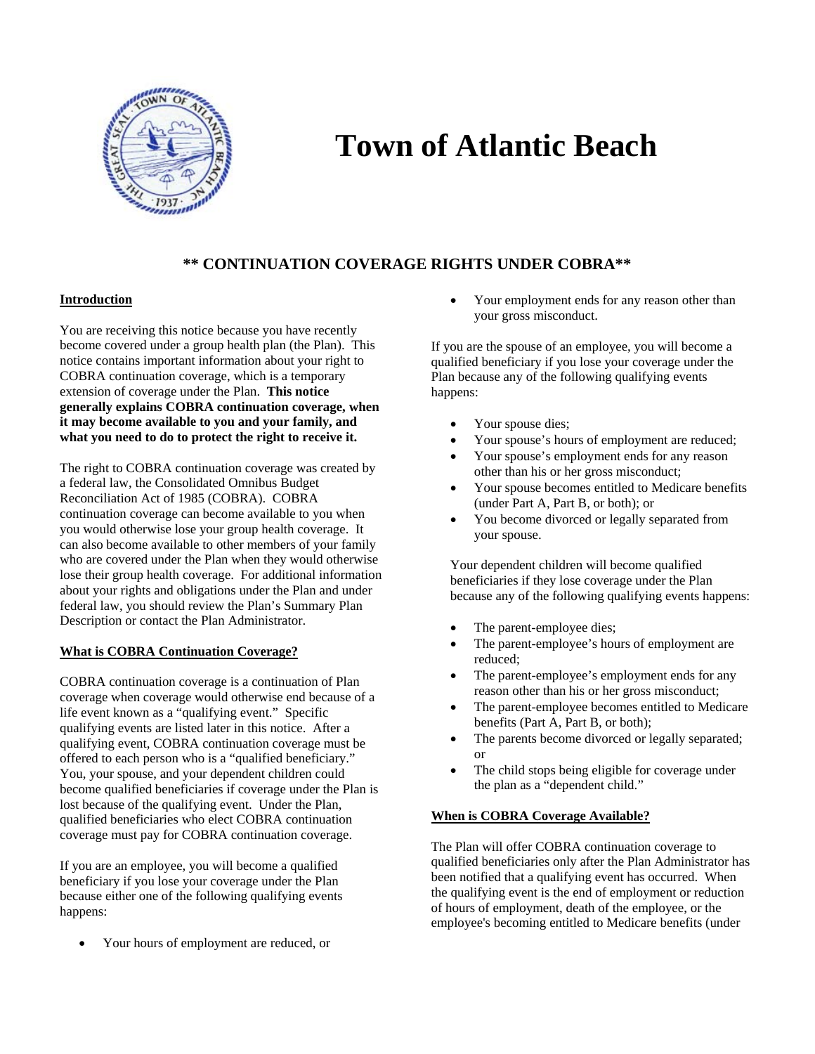# Town of Atlantic Beach

## ** CONTINUATION COVERAGE RIGHTS UNDER COBRA**

### Introduction

You are receiving this notice because you have recently become covered under a group health plan (the Plan). This notice contains important information about your right to COBRA continuation coverage, which is a temporary extension of coverage under the Plan. **This notice generally explains COBRA continuation coverage, when it may become available to you and your family, and what you need to do to protect the right to receive it.**

The right to COBRA continuation coverage was created by a federal law, the Consolidated Omnibus Budget Reconciliation Act of 1985 (COBRA). COBRA continuation coverage can become available to you when you would otherwise lose your group health coverage. It can also become available to other members of your family who are covered under the Plan when they would otherwise lose their group health coverage. For additional information about your rights and obligations under the Plan and under federal law, you should review the Plan's Summary Plan Description or contact the Plan Administrator.

### What is COBRA Continuation Coverage?

COBRA continuation coverage is a continuation of Plan coverage when coverage would otherwise end because of a life event known as a "qualifying event." Specific qualifying events are listed later in this notice. After a qualifying event, COBRA continuation coverage must be offered to each person who is a "qualified beneficiary." You, your spouse, and your dependent children could become qualified beneficiaries if coverage under the Plan is lost because of the qualifying event. Under the Plan, qualified beneficiaries who elect COBRA continuation coverage must pay for COBRA continuation coverage.

If you are an employee, you will become a qualified beneficiary if you lose your coverage under the Plan because either one of the following qualifying events happens:

- Your hours of employment are reduced, or
- Your employment ends for any reason other than your gross misconduct.

If you are the spouse of an employee, you will become a qualified beneficiary if you lose your coverage under the Plan because any of the following qualifying events happens:

- Your spouse dies;
- Your spouse's hours of employment are reduced;
- Your spouse's employment ends for any reason other than his or her gross misconduct;
- Your spouse becomes entitled to Medicare benefits (under Part A, Part B, or both); or
- You become divorced or legally separated from your spouse.

Your dependent children will become qualified beneficiaries if they lose coverage under the Plan because any of the following qualifying events happens:

- The parent-employee dies;
- The parent-employee's hours of employment are reduced;
- The parent-employee's employment ends for any reason other than his or her gross misconduct;
- The parent-employee becomes entitled to Medicare benefits (Part A, Part B, or both);
- The parents become divorced or legally separated; or
- The child stops being eligible for coverage under the plan as a "dependent child."

### When is COBRA Coverage Available?

The Plan will offer COBRA continuation coverage to qualified beneficiaries only after the Plan Administrator has been notified that a qualifying event has occurred. When the qualifying event is the end of employment or reduction of hours of employment, death of the employee, or the employee's becoming entitled to Medicare benefits (under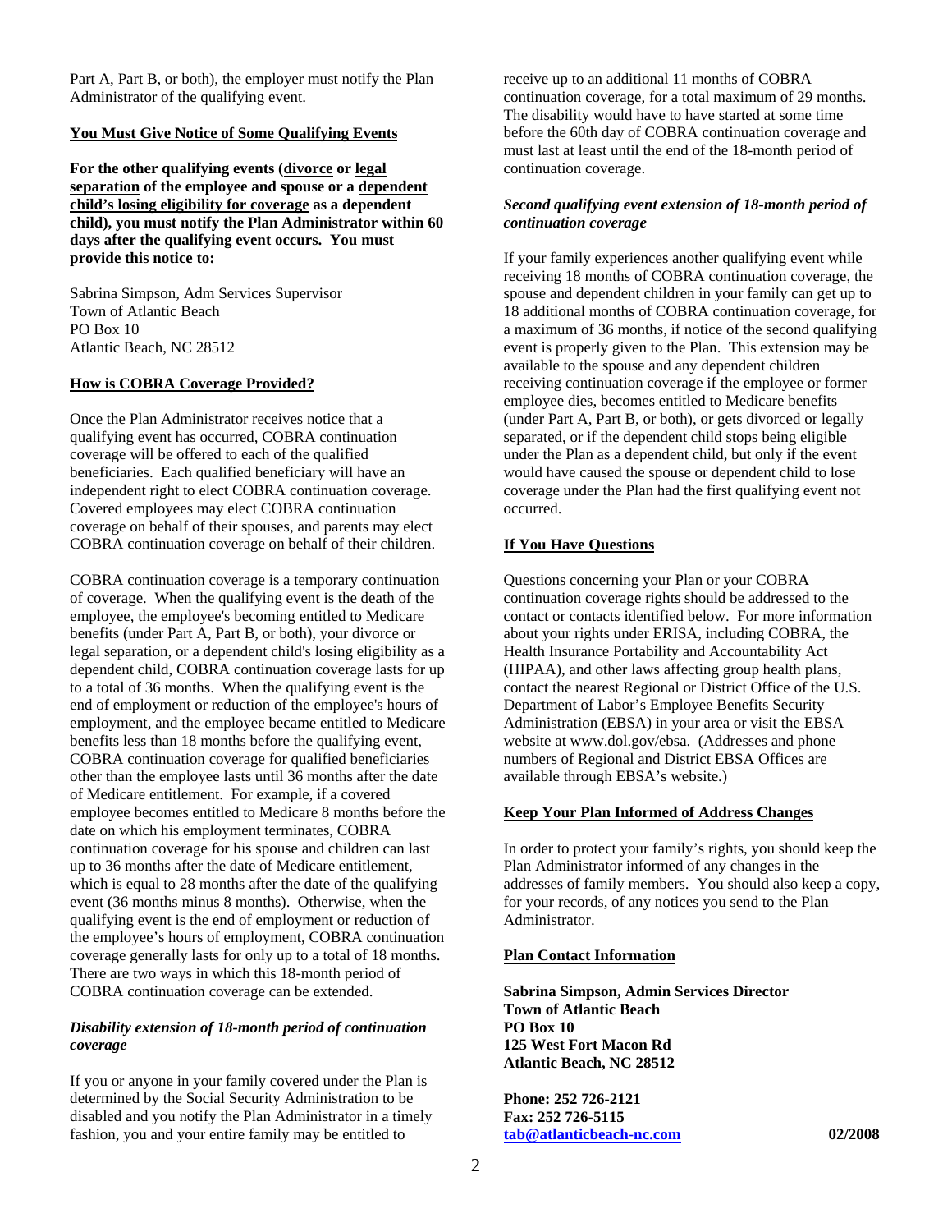Part A, Part B, or both), the employer must notify the Plan Administrator of the qualifying event.

**<u>You Must Give Notice of Some Qualifying Events</u>**

**For the other qualifying events (<u>divorce</u> or <u>legal separation</u> of the employee and spouse or a <u>dependent child's losing eligibility for coverage</u> as a dependent child), you must notify the Plan Administrator within 60 days after the qualifying event occurs. You must provide this notice to:**

Sabrina Simpson, Adm Services Supervisor
Town of Atlantic Beach
PO Box 10
Atlantic Beach, NC 28512

**<u>How is COBRA Coverage Provided?</u>**

Once the Plan Administrator receives notice that a qualifying event has occurred, COBRA continuation coverage will be offered to each of the qualified beneficiaries. Each qualified beneficiary will have an independent right to elect COBRA continuation coverage. Covered employees may elect COBRA continuation coverage on behalf of their spouses, and parents may elect COBRA continuation coverage on behalf of their children.

COBRA continuation coverage is a temporary continuation of coverage. When the qualifying event is the death of the employee, the employee's becoming entitled to Medicare benefits (under Part A, Part B, or both), your divorce or legal separation, or a dependent child's losing eligibility as a dependent child, COBRA continuation coverage lasts for up to a total of 36 months. When the qualifying event is the end of employment or reduction of the employee's hours of employment, and the employee became entitled to Medicare benefits less than 18 months before the qualifying event, COBRA continuation coverage for qualified beneficiaries other than the employee lasts until 36 months after the date of Medicare entitlement. For example, if a covered employee becomes entitled to Medicare 8 months before the date on which his employment terminates, COBRA continuation coverage for his spouse and children can last up to 36 months after the date of Medicare entitlement, which is equal to 28 months after the date of the qualifying event (36 months minus 8 months). Otherwise, when the qualifying event is the end of employment or reduction of the employee's hours of employment, COBRA continuation coverage generally lasts for only up to a total of 18 months. There are two ways in which this 18-month period of COBRA continuation coverage can be extended.

***Disability extension of 18-month period of continuation coverage***

If you or anyone in your family covered under the Plan is determined by the Social Security Administration to be disabled and you notify the Plan Administrator in a timely fashion, you and your entire family may be entitled to receive up to an additional 11 months of COBRA continuation coverage, for a total maximum of 29 months. The disability would have to have started at some time before the 60th day of COBRA continuation coverage and must last at least until the end of the 18-month period of continuation coverage.

***Second qualifying event extension of 18-month period of continuation coverage***

If your family experiences another qualifying event while receiving 18 months of COBRA continuation coverage, the spouse and dependent children in your family can get up to 18 additional months of COBRA continuation coverage, for a maximum of 36 months, if notice of the second qualifying event is properly given to the Plan. This extension may be available to the spouse and any dependent children receiving continuation coverage if the employee or former employee dies, becomes entitled to Medicare benefits (under Part A, Part B, or both), or gets divorced or legally separated, or if the dependent child stops being eligible under the Plan as a dependent child, but only if the event would have caused the spouse or dependent child to lose coverage under the Plan had the first qualifying event not occurred.

**<u>If You Have Questions</u>**

Questions concerning your Plan or your COBRA continuation coverage rights should be addressed to the contact or contacts identified below. For more information about your rights under ERISA, including COBRA, the Health Insurance Portability and Accountability Act (HIPAA), and other laws affecting group health plans, contact the nearest Regional or District Office of the U.S. Department of Labor's Employee Benefits Security Administration (EBSA) in your area or visit the EBSA website at www.dol.gov/ebsa. (Addresses and phone numbers of Regional and District EBSA Offices are available through EBSA's website.)

**<u>Keep Your Plan Informed of Address Changes</u>**

In order to protect your family's rights, you should keep the Plan Administrator informed of any changes in the addresses of family members. You should also keep a copy, for your records, of any notices you send to the Plan Administrator.

**<u>Plan Contact Information</u>**

**Sabrina Simpson, Admin Services Director**
**Town of Atlantic Beach**
**PO Box 10**
**125 West Fort Macon Rd**
**Atlantic Beach, NC 28512**

**Phone: 252 726-2121**
**Fax: 252 726-5115**
**tab@atlanticbeach-nc.com**

**02/2008**